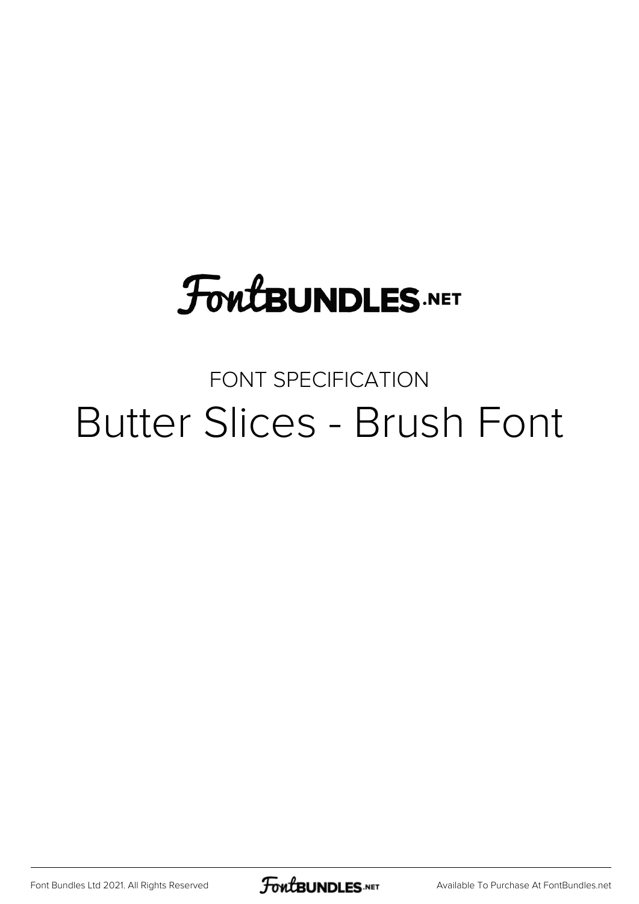FontBUNDLES.NET

FONT SPECIFICATION

# Butter Slices - Brush Font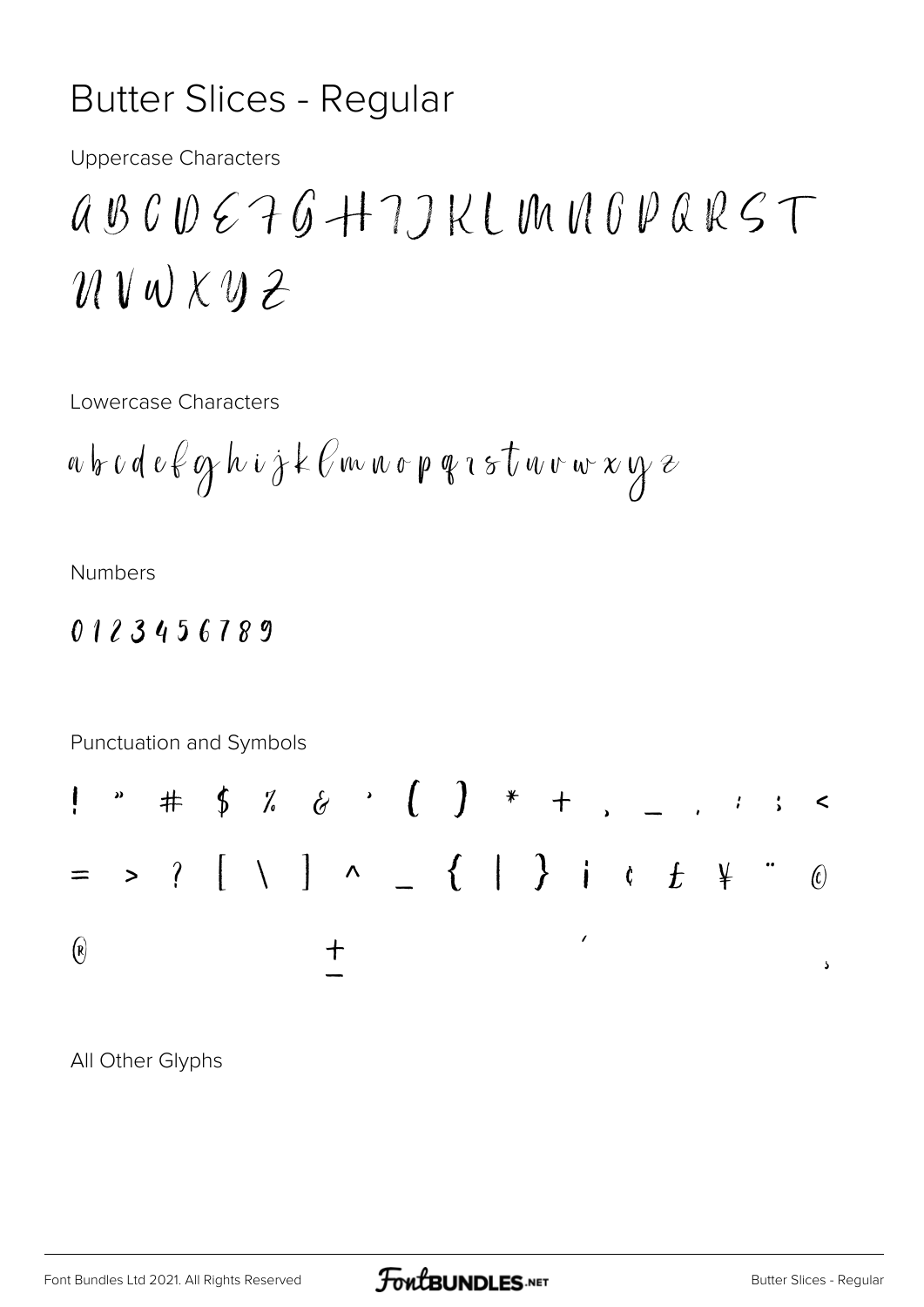# Butter Slices - Regular

Uppercase Characters

A B C D E F G H I J K L M N O P Q R S T
U V W X Y Z

Lowercase Characters

a b c d e f g h i j k l m n o p q r s t u v w x y z

Numbers

0 1 2 3 4 5 6 7 8 9

Punctuation and Symbols

! " # $ % & ' ( ) * + , - . : ; <
= > ? [ \ ] ^ _ { | } ¡ ¢ £ ¥ ¨ ©
® ± ´ ¸

All Other Glyphs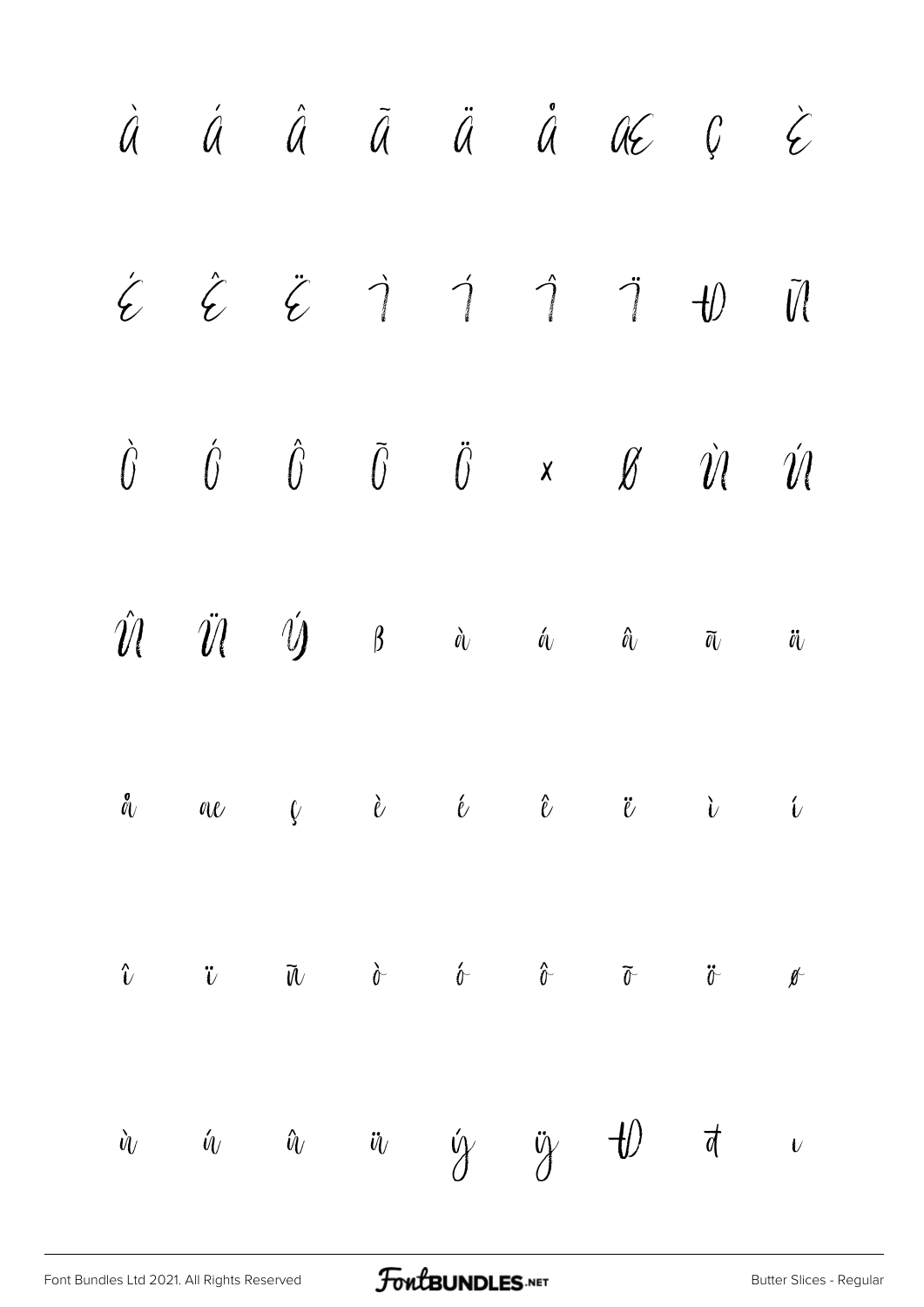À Á Â Ã Ä Å Æ Ç È

É Ê Ë Ì Í Î Ï Ð Ñ

Ò Ó Ô Õ Ö × Ø Ù Ú

Û Ü Ý ß à á â ã ä

å æ ç è é ê ë ì í

î ï ñ ò ó ô õ ö ø

ù ú û ü ý ÿ Đ đ ı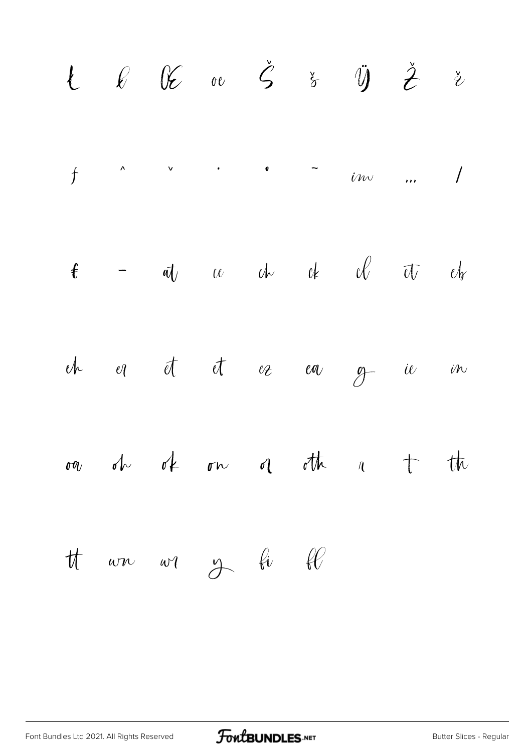ŀ ŀ Œ œ Š š Ÿ Ž ž

ƒ ˆ ˇ ˙ ˚ ˜ im … /

€ – at ce ch ck cl ct cb

eh er et et ez ea g ie in

oa oh ok on or oth r t th

tt wn wr y fi fl